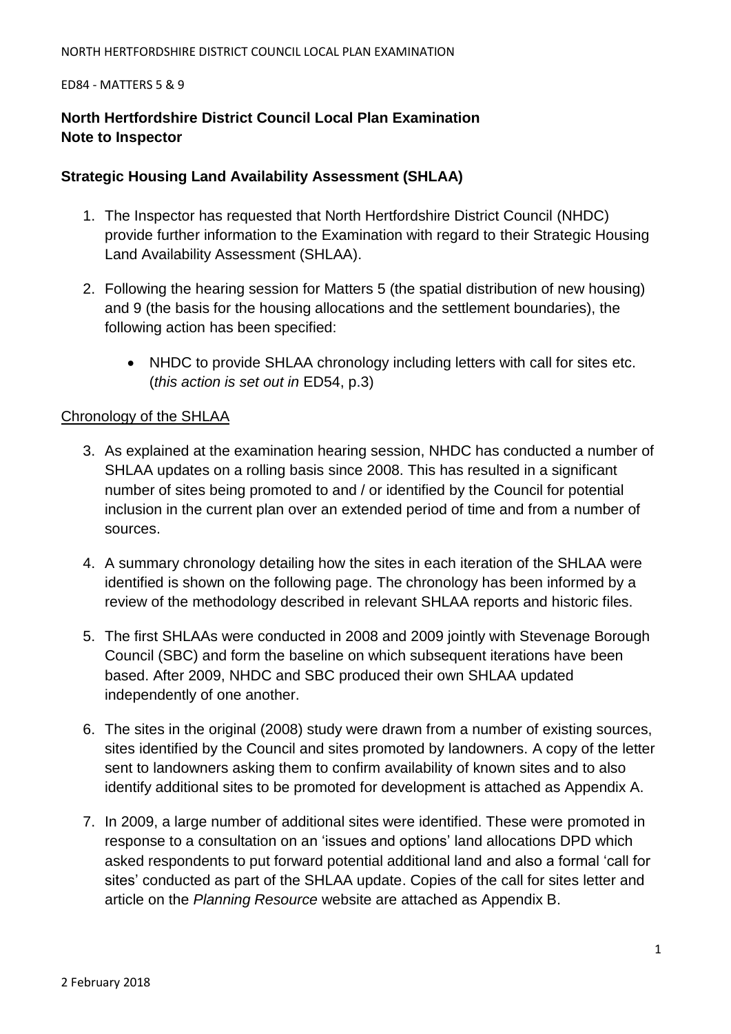**North Hertfordshire District Council Local Plan Examination**
**Note to Inspector**

**Strategic Housing Land Availability Assessment (SHLAA)**

1. The Inspector has requested that North Hertfordshire District Council (NHDC) provide further information to the Examination with regard to their Strategic Housing Land Availability Assessment (SHLAA).

2. Following the hearing session for Matters 5 (the spatial distribution of new housing) and 9 (the basis for the housing allocations and the settlement boundaries), the following action has been specified:

   - NHDC to provide SHLAA chronology including letters with call for sites etc. (*this action is set out in* ED54, p.3)

Chronology of the SHLAA

3. As explained at the examination hearing session, NHDC has conducted a number of SHLAA updates on a rolling basis since 2008. This has resulted in a significant number of sites being promoted to and / or identified by the Council for potential inclusion in the current plan over an extended period of time and from a number of sources.

4. A summary chronology detailing how the sites in each iteration of the SHLAA were identified is shown on the following page. The chronology has been informed by a review of the methodology described in relevant SHLAA reports and historic files.

5. The first SHLAAs were conducted in 2008 and 2009 jointly with Stevenage Borough Council (SBC) and form the baseline on which subsequent iterations have been based. After 2009, NHDC and SBC produced their own SHLAA updated independently of one another.

6. The sites in the original (2008) study were drawn from a number of existing sources, sites identified by the Council and sites promoted by landowners. A copy of the letter sent to landowners asking them to confirm availability of known sites and to also identify additional sites to be promoted for development is attached as Appendix A.

7. In 2009, a large number of additional sites were identified. These were promoted in response to a consultation on an 'issues and options' land allocations DPD which asked respondents to put forward potential additional land and also a formal 'call for sites' conducted as part of the SHLAA update. Copies of the call for sites letter and article on the *Planning Resource* website are attached as Appendix B.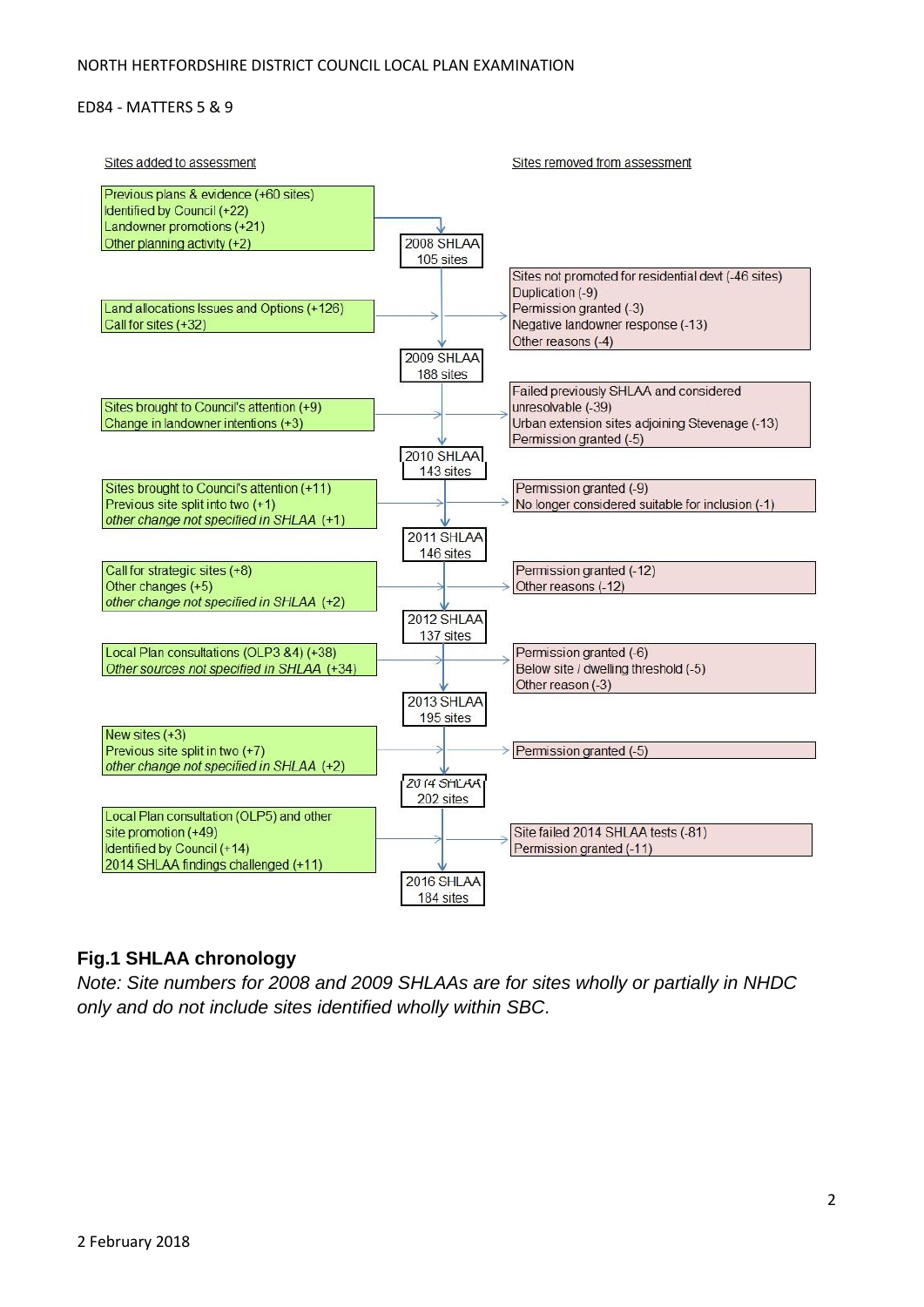| Sites added to assessment | SHLAA | Sites removed from assessment |
|---|---|---|
| Previous plans & evidence (+60 sites)<br>Identified by Council (+22)<br>Landowner promotions (+21)<br>Other planning activity (+2) | 2008 SHLAA<br>105 sites | |
| Land allocations Issues and Options (+126)<br>Call for sites (+32) | 2009 SHLAA<br>188 sites | Sites not promoted for residential devt (-46 sites)<br>Duplication (-9)<br>Permission granted (-3)<br>Negative landowner response (-13)<br>Other reasons (-4) |
| Sites brought to Council's attention (+9)<br>Change in landowner intentions (+3) | 2010 SHLAA<br>143 sites | Failed previously SHLAA and considered unresolvable (-39)<br>Urban extension sites adjoining Stevenage (-13)<br>Permission granted (-5) |
| Sites brought to Council's attention (+11)<br>Previous site split into two (+1)<br>*other change not specified in SHLAA (+1)* | 2011 SHLAA<br>146 sites | Permission granted (-9)<br>No longer considered suitable for inclusion (-1) |
| Call for strategic sites (+8)<br>Other changes (+5)<br>*other change not specified in SHLAA (+2)* | 2012 SHLAA<br>137 sites | Permission granted (-12)<br>Other reasons (-12) |
| Local Plan consultations (OLP3 &4) (+38)<br>*Other sources not specified in SHLAA (+34)* | 2013 SHLAA<br>195 sites | Permission granted (-6)<br>Below site / dwelling threshold (-5)<br>Other reason (-3) |
| New sites (+3)<br>Previous site split in two (+7)<br>*other change not specified in SHLAA (+2)* | 2014 SHLAA<br>202 sites | Permission granted (-5) |
| Local Plan consultation (OLP5) and other site promotion (+49)<br>Identified by Council (+14)<br>2014 SHLAA findings challenged (+11) | 2016 SHLAA<br>184 sites | Site failed 2014 SHLAA tests (-81)<br>Permission granted (-11) |

**Fig.1 SHLAA chronology**

*Note: Site numbers for 2008 and 2009 SHLAAs are for sites wholly or partially in NHDC only and do not include sites identified wholly within SBC.*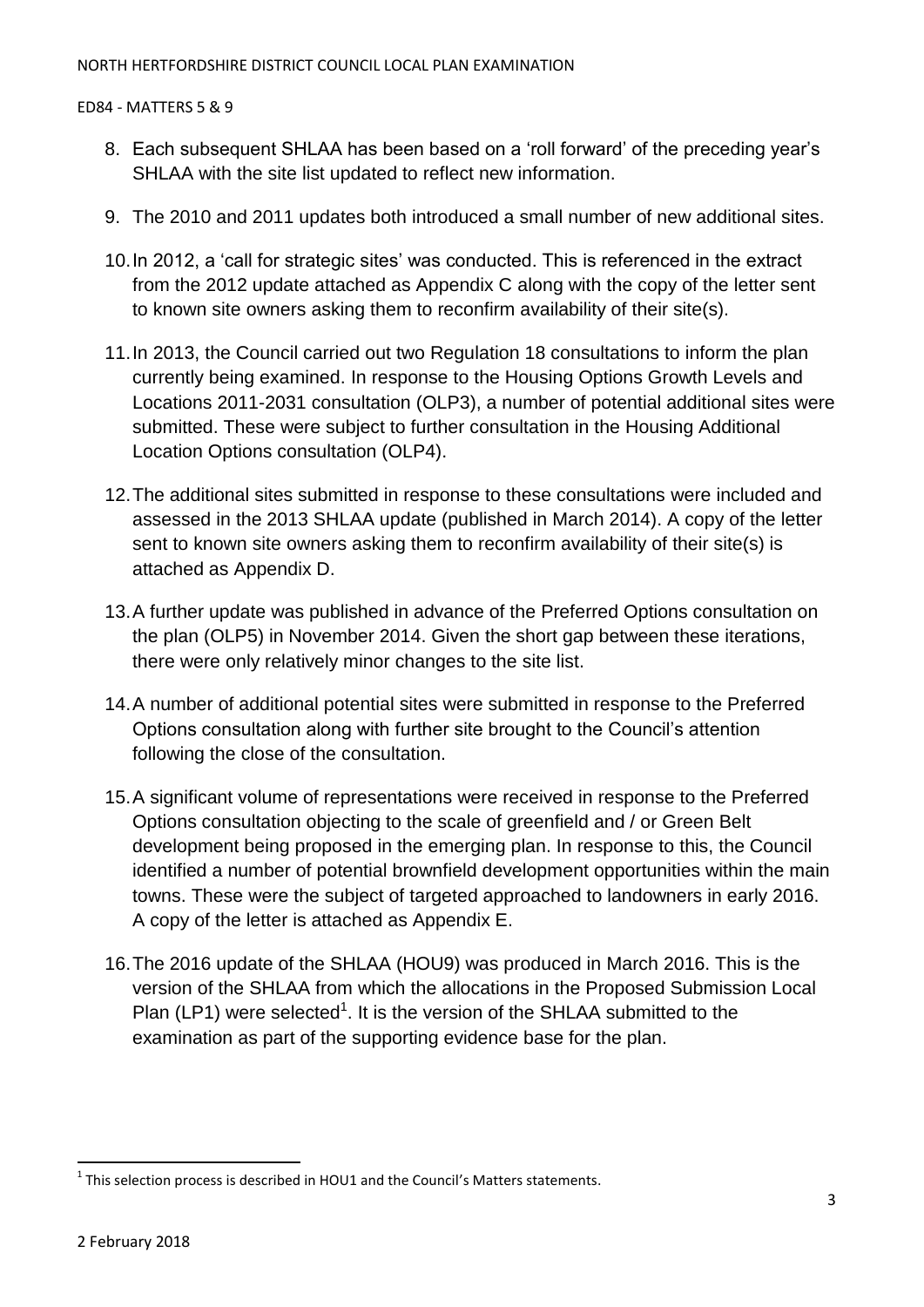8. Each subsequent SHLAA has been based on a 'roll forward' of the preceding year's SHLAA with the site list updated to reflect new information.

9. The 2010 and 2011 updates both introduced a small number of new additional sites.

10. In 2012, a 'call for strategic sites' was conducted. This is referenced in the extract from the 2012 update attached as Appendix C along with the copy of the letter sent to known site owners asking them to reconfirm availability of their site(s).

11. In 2013, the Council carried out two Regulation 18 consultations to inform the plan currently being examined. In response to the Housing Options Growth Levels and Locations 2011-2031 consultation (OLP3), a number of potential additional sites were submitted. These were subject to further consultation in the Housing Additional Location Options consultation (OLP4).

12. The additional sites submitted in response to these consultations were included and assessed in the 2013 SHLAA update (published in March 2014). A copy of the letter sent to known site owners asking them to reconfirm availability of their site(s) is attached as Appendix D.

13. A further update was published in advance of the Preferred Options consultation on the plan (OLP5) in November 2014. Given the short gap between these iterations, there were only relatively minor changes to the site list.

14. A number of additional potential sites were submitted in response to the Preferred Options consultation along with further site brought to the Council's attention following the close of the consultation.

15. A significant volume of representations were received in response to the Preferred Options consultation objecting to the scale of greenfield and / or Green Belt development being proposed in the emerging plan. In response to this, the Council identified a number of potential brownfield development opportunities within the main towns. These were the subject of targeted approached to landowners in early 2016. A copy of the letter is attached as Appendix E.

16. The 2016 update of the SHLAA (HOU9) was produced in March 2016. This is the version of the SHLAA from which the allocations in the Proposed Submission Local Plan (LP1) were selected[1]. It is the version of the SHLAA submitted to the examination as part of the supporting evidence base for the plan.

[1] This selection process is described in HOU1 and the Council's Matters statements.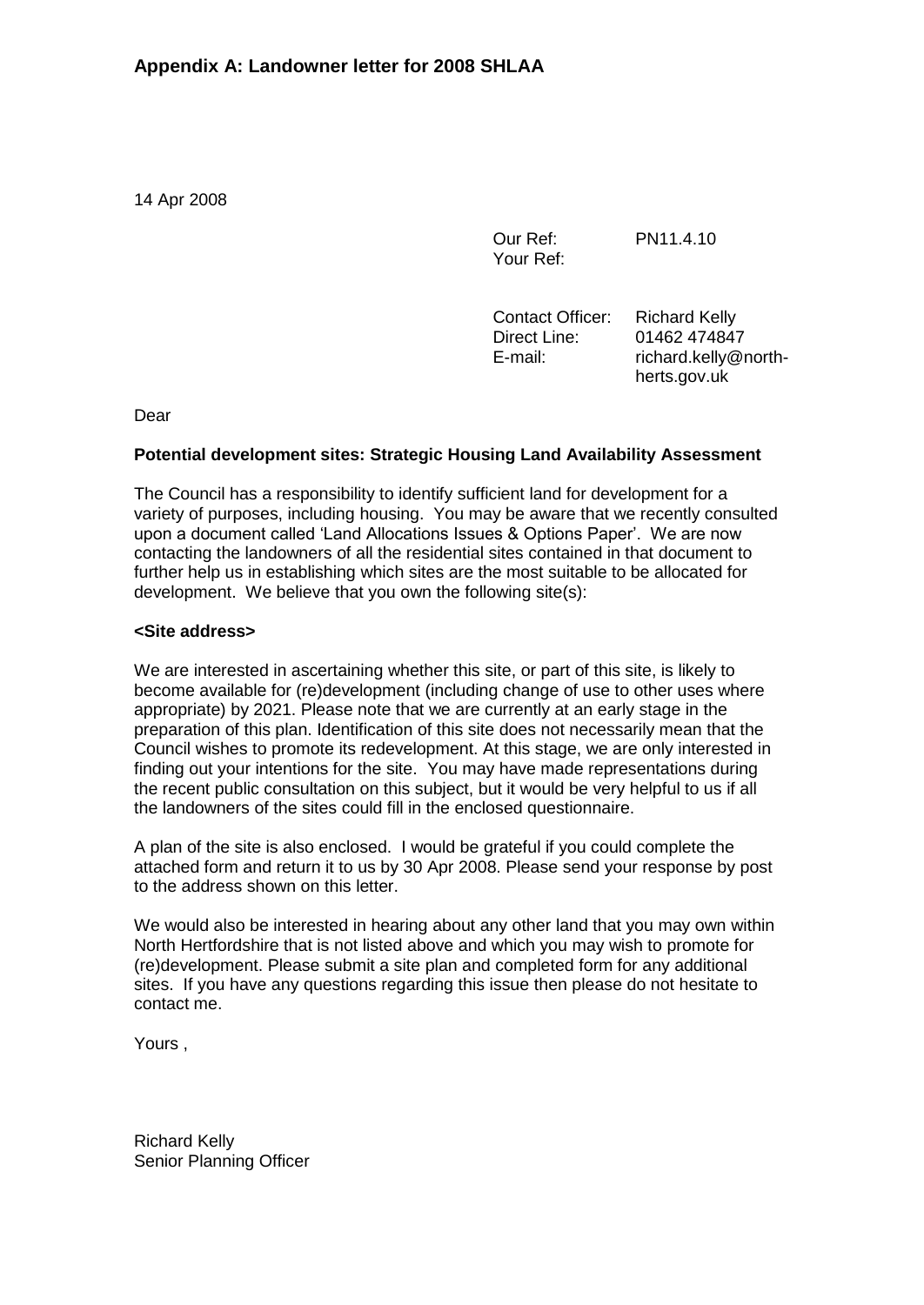## Appendix A: Landowner letter for 2008 SHLAA

14 Apr 2008

Our Ref: PN11.4.10
Your Ref:

Contact Officer: Richard Kelly
Direct Line: 01462 474847
E-mail: richard.kelly@north-herts.gov.uk

Dear

**Potential development sites: Strategic Housing Land Availability Assessment**

The Council has a responsibility to identify sufficient land for development for a variety of purposes, including housing. You may be aware that we recently consulted upon a document called 'Land Allocations Issues & Options Paper'. We are now contacting the landowners of all the residential sites contained in that document to further help us in establishing which sites are the most suitable to be allocated for development. We believe that you own the following site(s):

**<Site address>**

We are interested in ascertaining whether this site, or part of this site, is likely to become available for (re)development (including change of use to other uses where appropriate) by 2021. Please note that we are currently at an early stage in the preparation of this plan. Identification of this site does not necessarily mean that the Council wishes to promote its redevelopment. At this stage, we are only interested in finding out your intentions for the site. You may have made representations during the recent public consultation on this subject, but it would be very helpful to us if all the landowners of the sites could fill in the enclosed questionnaire.

A plan of the site is also enclosed. I would be grateful if you could complete the attached form and return it to us by 30 Apr 2008. Please send your response by post to the address shown on this letter.

We would also be interested in hearing about any other land that you may own within North Hertfordshire that is not listed above and which you may wish to promote for (re)development. Please submit a site plan and completed form for any additional sites. If you have any questions regarding this issue then please do not hesitate to contact me.

Yours ,

Richard Kelly
Senior Planning Officer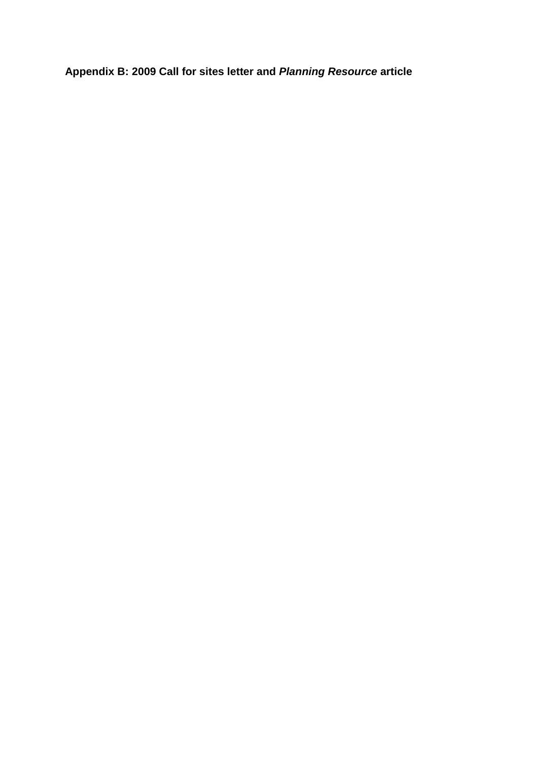# Appendix B: 2009 Call for sites letter and *Planning Resource* article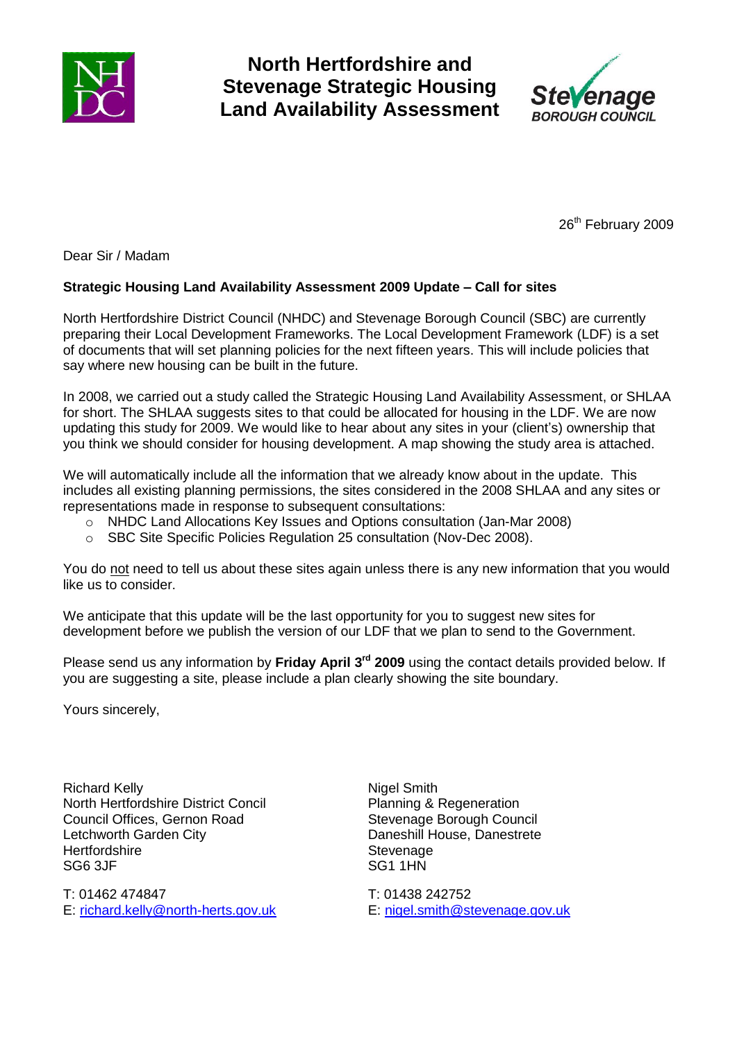# North Hertfordshire and Stevenage Strategic Housing Land Availability Assessment

26th February 2009

Dear Sir / Madam

**Strategic Housing Land Availability Assessment 2009 Update – Call for sites**

North Hertfordshire District Council (NHDC) and Stevenage Borough Council (SBC) are currently preparing their Local Development Frameworks. The Local Development Framework (LDF) is a set of documents that will set planning policies for the next fifteen years. This will include policies that say where new housing can be built in the future.

In 2008, we carried out a study called the Strategic Housing Land Availability Assessment, or SHLAA for short. The SHLAA suggests sites to that could be allocated for housing in the LDF. We are now updating this study for 2009. We would like to hear about any sites in your (client's) ownership that you think we should consider for housing development. A map showing the study area is attached.

We will automatically include all the information that we already know about in the update. This includes all existing planning permissions, the sites considered in the 2008 SHLAA and any sites or representations made in response to subsequent consultations:

- NHDC Land Allocations Key Issues and Options consultation (Jan-Mar 2008)
- SBC Site Specific Policies Regulation 25 consultation (Nov-Dec 2008).

You do not need to tell us about these sites again unless there is any new information that you would like us to consider.

We anticipate that this update will be the last opportunity for you to suggest new sites for development before we publish the version of our LDF that we plan to send to the Government.

Please send us any information by **Friday April 3rd 2009** using the contact details provided below. If you are suggesting a site, please include a plan clearly showing the site boundary.

Yours sincerely,

Richard Kelly
North Hertfordshire District Concil
Council Offices, Gernon Road
Letchworth Garden City
Hertfordshire
SG6 3JF

T: 01462 474847
E: richard.kelly@north-herts.gov.uk

Nigel Smith
Planning & Regeneration
Stevenage Borough Council
Daneshill House, Danestrete
Stevenage
SG1 1HN

T: 01438 242752
E: nigel.smith@stevenage.gov.uk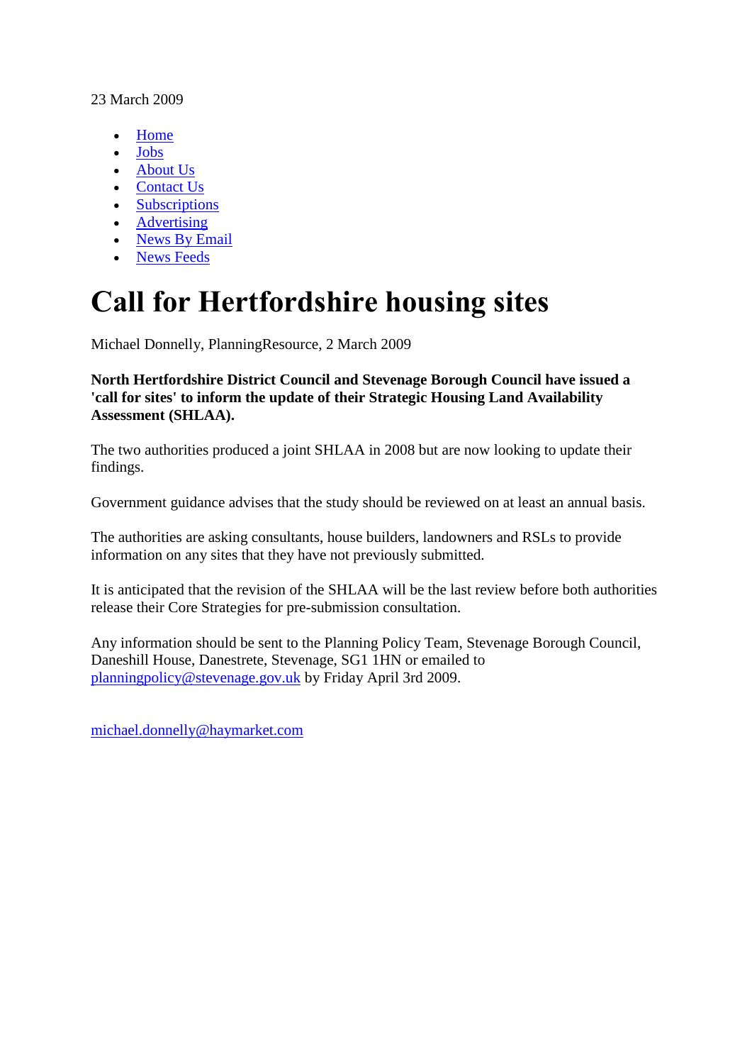23 March 2009

- Home
- Jobs
- About Us
- Contact Us
- Subscriptions
- Advertising
- News By Email
- News Feeds

# Call for Hertfordshire housing sites

Michael Donnelly, PlanningResource, 2 March 2009

**North Hertfordshire District Council and Stevenage Borough Council have issued a 'call for sites' to inform the update of their Strategic Housing Land Availability Assessment (SHLAA).**

The two authorities produced a joint SHLAA in 2008 but are now looking to update their findings.

Government guidance advises that the study should be reviewed on at least an annual basis.

The authorities are asking consultants, house builders, landowners and RSLs to provide information on any sites that they have not previously submitted.

It is anticipated that the revision of the SHLAA will be the last review before both authorities release their Core Strategies for pre-submission consultation.

Any information should be sent to the Planning Policy Team, Stevenage Borough Council, Daneshill House, Danestrete, Stevenage, SG1 1HN or emailed to planningpolicy@stevenage.gov.uk by Friday April 3rd 2009.

michael.donnelly@haymarket.com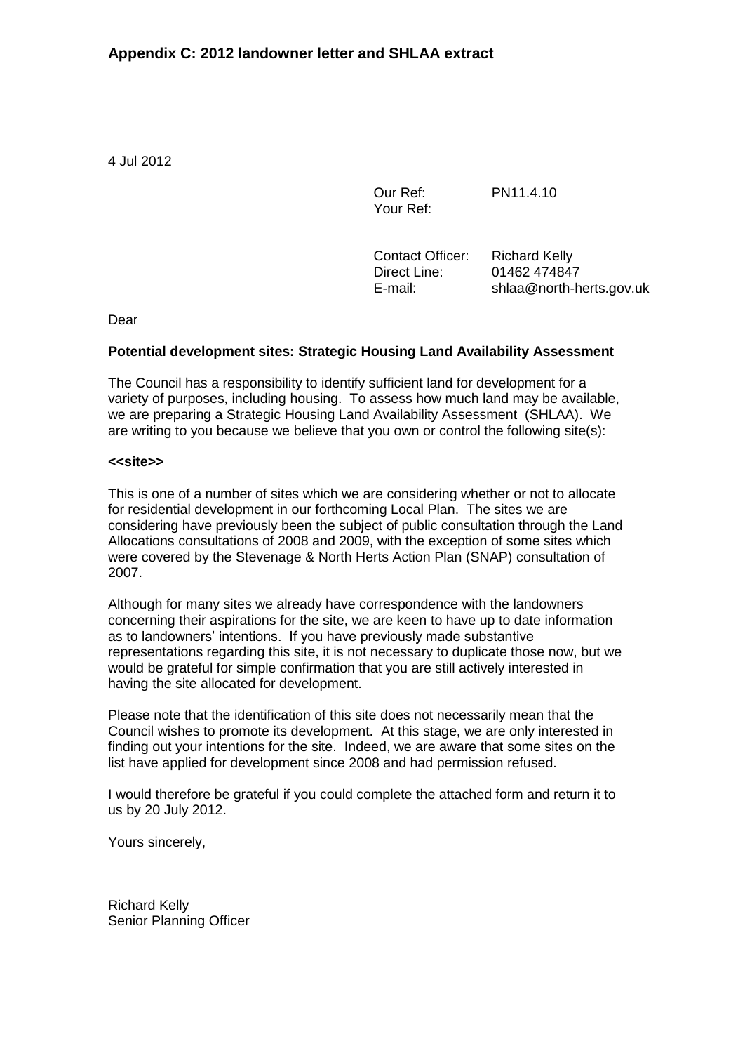## Appendix C: 2012 landowner letter and SHLAA extract

4 Jul 2012

Our Ref: PN11.4.10
Your Ref:

Contact Officer: Richard Kelly
Direct Line: 01462 474847
E-mail: shlaa@north-herts.gov.uk

Dear

**Potential development sites: Strategic Housing Land Availability Assessment**

The Council has a responsibility to identify sufficient land for development for a variety of purposes, including housing. To assess how much land may be available, we are preparing a Strategic Housing Land Availability Assessment (SHLAA). We are writing to you because we believe that you own or control the following site(s):

**<<site>>**

This is one of a number of sites which we are considering whether or not to allocate for residential development in our forthcoming Local Plan. The sites we are considering have previously been the subject of public consultation through the Land Allocations consultations of 2008 and 2009, with the exception of some sites which were covered by the Stevenage & North Herts Action Plan (SNAP) consultation of 2007.

Although for many sites we already have correspondence with the landowners concerning their aspirations for the site, we are keen to have up to date information as to landowners' intentions. If you have previously made substantive representations regarding this site, it is not necessary to duplicate those now, but we would be grateful for simple confirmation that you are still actively interested in having the site allocated for development.

Please note that the identification of this site does not necessarily mean that the Council wishes to promote its development. At this stage, we are only interested in finding out your intentions for the site. Indeed, we are aware that some sites on the list have applied for development since 2008 and had permission refused.

I would therefore be grateful if you could complete the attached form and return it to us by 20 July 2012.

Yours sincerely,

Richard Kelly
Senior Planning Officer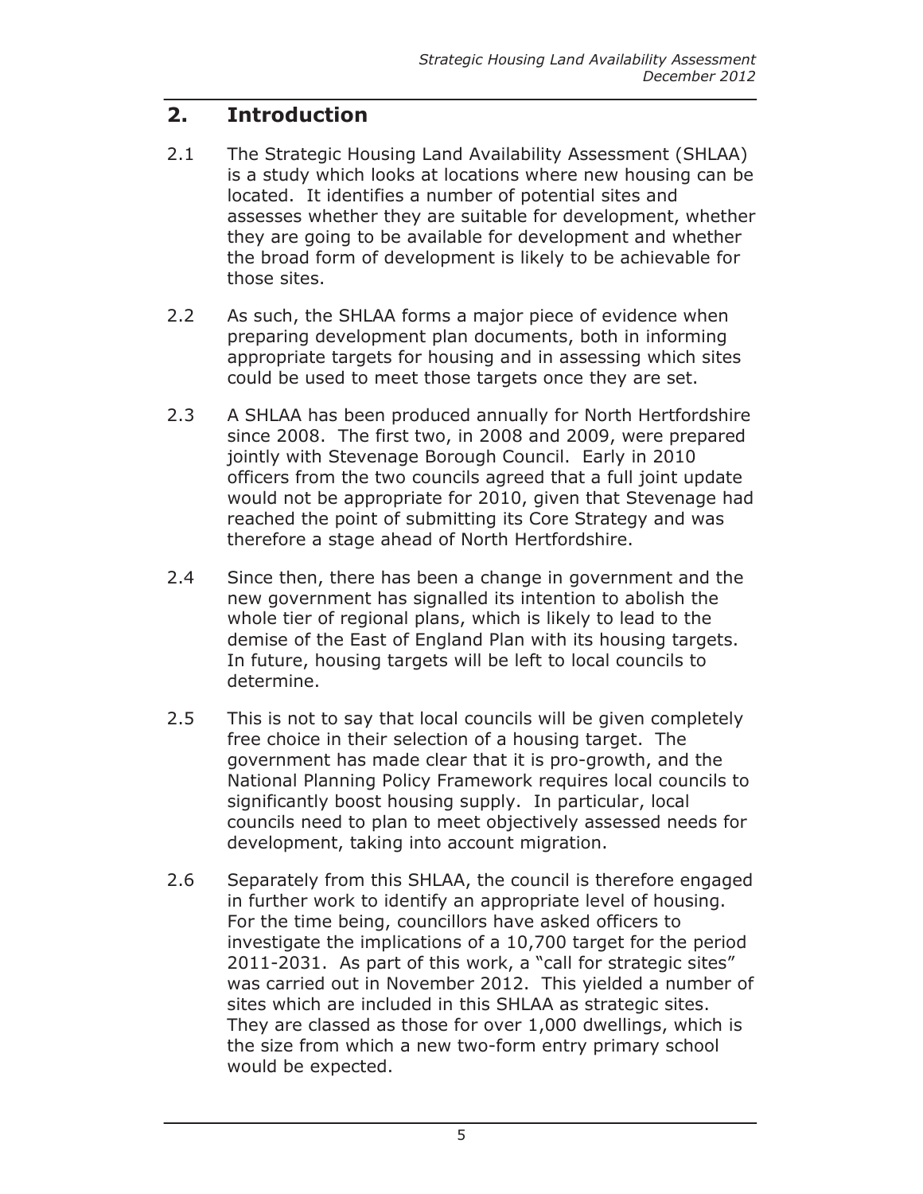## 2. Introduction

2.1 The Strategic Housing Land Availability Assessment (SHLAA) is a study which looks at locations where new housing can be located. It identifies a number of potential sites and assesses whether they are suitable for development, whether they are going to be available for development and whether the broad form of development is likely to be achievable for those sites.

2.2 As such, the SHLAA forms a major piece of evidence when preparing development plan documents, both in informing appropriate targets for housing and in assessing which sites could be used to meet those targets once they are set.

2.3 A SHLAA has been produced annually for North Hertfordshire since 2008. The first two, in 2008 and 2009, were prepared jointly with Stevenage Borough Council. Early in 2010 officers from the two councils agreed that a full joint update would not be appropriate for 2010, given that Stevenage had reached the point of submitting its Core Strategy and was therefore a stage ahead of North Hertfordshire.

2.4 Since then, there has been a change in government and the new government has signalled its intention to abolish the whole tier of regional plans, which is likely to lead to the demise of the East of England Plan with its housing targets. In future, housing targets will be left to local councils to determine.

2.5 This is not to say that local councils will be given completely free choice in their selection of a housing target. The government has made clear that it is pro-growth, and the National Planning Policy Framework requires local councils to significantly boost housing supply. In particular, local councils need to plan to meet objectively assessed needs for development, taking into account migration.

2.6 Separately from this SHLAA, the council is therefore engaged in further work to identify an appropriate level of housing. For the time being, councillors have asked officers to investigate the implications of a 10,700 target for the period 2011-2031. As part of this work, a "call for strategic sites" was carried out in November 2012. This yielded a number of sites which are included in this SHLAA as strategic sites. They are classed as those for over 1,000 dwellings, which is the size from which a new two-form entry primary school would be expected.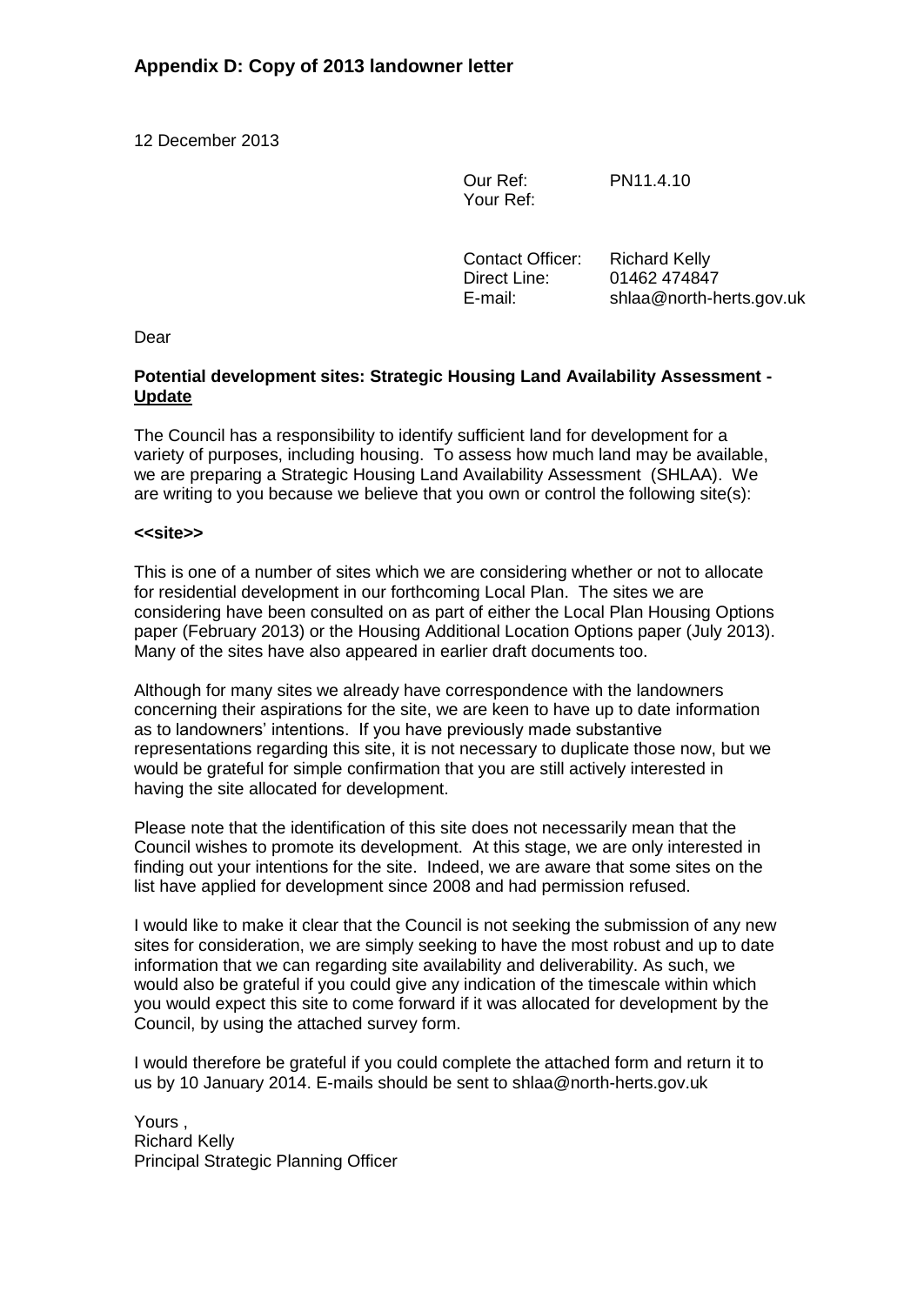## Appendix D: Copy of 2013 landowner letter

12 December 2013

Our Ref: PN11.4.10
Your Ref:

Contact Officer: Richard Kelly
Direct Line: 01462 474847
E-mail: shlaa@north-herts.gov.uk

Dear

**Potential development sites: Strategic Housing Land Availability Assessment - <u>Update</u>**

The Council has a responsibility to identify sufficient land for development for a variety of purposes, including housing. To assess how much land may be available, we are preparing a Strategic Housing Land Availability Assessment (SHLAA). We are writing to you because we believe that you own or control the following site(s):

**<<site>>**

This is one of a number of sites which we are considering whether or not to allocate for residential development in our forthcoming Local Plan. The sites we are considering have been consulted on as part of either the Local Plan Housing Options paper (February 2013) or the Housing Additional Location Options paper (July 2013). Many of the sites have also appeared in earlier draft documents too.

Although for many sites we already have correspondence with the landowners concerning their aspirations for the site, we are keen to have up to date information as to landowners' intentions. If you have previously made substantive representations regarding this site, it is not necessary to duplicate those now, but we would be grateful for simple confirmation that you are still actively interested in having the site allocated for development.

Please note that the identification of this site does not necessarily mean that the Council wishes to promote its development. At this stage, we are only interested in finding out your intentions for the site. Indeed, we are aware that some sites on the list have applied for development since 2008 and had permission refused.

I would like to make it clear that the Council is not seeking the submission of any new sites for consideration, we are simply seeking to have the most robust and up to date information that we can regarding site availability and deliverability. As such, we would also be grateful if you could give any indication of the timescale within which you would expect this site to come forward if it was allocated for development by the Council, by using the attached survey form.

I would therefore be grateful if you could complete the attached form and return it to us by 10 January 2014. E-mails should be sent to shlaa@north-herts.gov.uk

Yours ,
Richard Kelly
Principal Strategic Planning Officer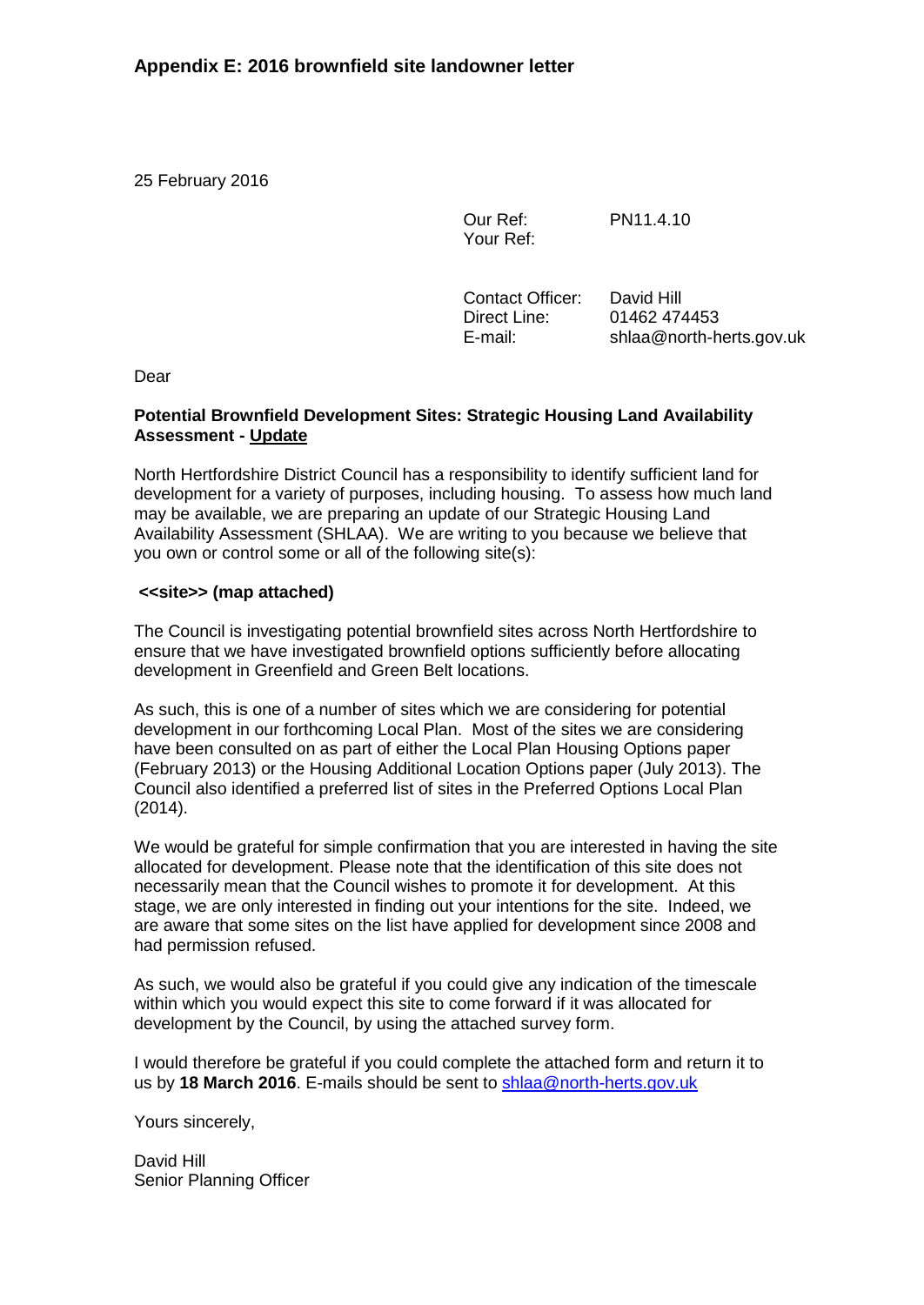## Appendix E: 2016 brownfield site landowner letter

25 February 2016

Our Ref: PN11.4.10
Your Ref:

Contact Officer: David Hill
Direct Line: 01462 474453
E-mail: shlaa@north-herts.gov.uk

Dear

**Potential Brownfield Development Sites: Strategic Housing Land Availability Assessment - Update**

North Hertfordshire District Council has a responsibility to identify sufficient land for development for a variety of purposes, including housing. To assess how much land may be available, we are preparing an update of our Strategic Housing Land Availability Assessment (SHLAA). We are writing to you because we believe that you own or control some or all of the following site(s):

**<<site>> (map attached)**

The Council is investigating potential brownfield sites across North Hertfordshire to ensure that we have investigated brownfield options sufficiently before allocating development in Greenfield and Green Belt locations.

As such, this is one of a number of sites which we are considering for potential development in our forthcoming Local Plan. Most of the sites we are considering have been consulted on as part of either the Local Plan Housing Options paper (February 2013) or the Housing Additional Location Options paper (July 2013). The Council also identified a preferred list of sites in the Preferred Options Local Plan (2014).

We would be grateful for simple confirmation that you are interested in having the site allocated for development. Please note that the identification of this site does not necessarily mean that the Council wishes to promote it for development. At this stage, we are only interested in finding out your intentions for the site. Indeed, we are aware that some sites on the list have applied for development since 2008 and had permission refused.

As such, we would also be grateful if you could give any indication of the timescale within which you would expect this site to come forward if it was allocated for development by the Council, by using the attached survey form.

I would therefore be grateful if you could complete the attached form and return it to us by **18 March 2016**. E-mails should be sent to shlaa@north-herts.gov.uk

Yours sincerely,

David Hill
Senior Planning Officer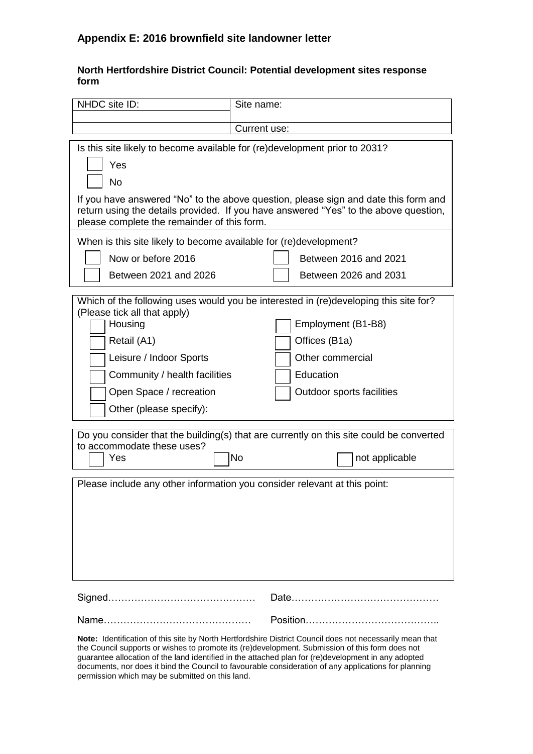## Appendix E: 2016 brownfield site landowner letter

**North Hertfordshire District Council: Potential development sites response form**

| NHDC site ID: | Site name: |
|---|---|
| | |
| | Current use: |

Is this site likely to become available for (re)development prior to 2031?

- ☐ Yes
- ☐ No

If you have answered "No" to the above question, please sign and date this form and return using the details provided. If you have answered "Yes" to the above question, please complete the remainder of this form.

When is this site likely to become available for (re)development?

| | |
|---|---|
| ☐ Now or before 2016 | ☐ Between 2016 and 2021 |
| ☐ Between 2021 and 2026 | ☐ Between 2026 and 2031 |

Which of the following uses would you be interested in (re)developing this site for? (Please tick all that apply)

| | |
|---|---|
| ☐ Housing | ☐ Employment (B1-B8) |
| ☐ Retail (A1) | ☐ Offices (B1a) |
| ☐ Leisure / Indoor Sports | ☐ Other commercial |
| ☐ Community / health facilities | ☐ Education |
| ☐ Open Space / recreation | ☐ Outdoor sports facilities |
| ☐ Other (please specify): | |

Do you consider that the building(s) that are currently on this site could be converted to accommodate these uses?

☐ Yes ☐ No ☐ not applicable

Please include any other information you consider relevant at this point:

Signed……………………………………… Date………………………………………

Name……………………………………… Position…………………………………..

**Note:** Identification of this site by North Hertfordshire District Council does not necessarily mean that the Council supports or wishes to promote its (re)development. Submission of this form does not guarantee allocation of the land identified in the attached plan for (re)development in any adopted documents, nor does it bind the Council to favourable consideration of any applications for planning permission which may be submitted on this land.